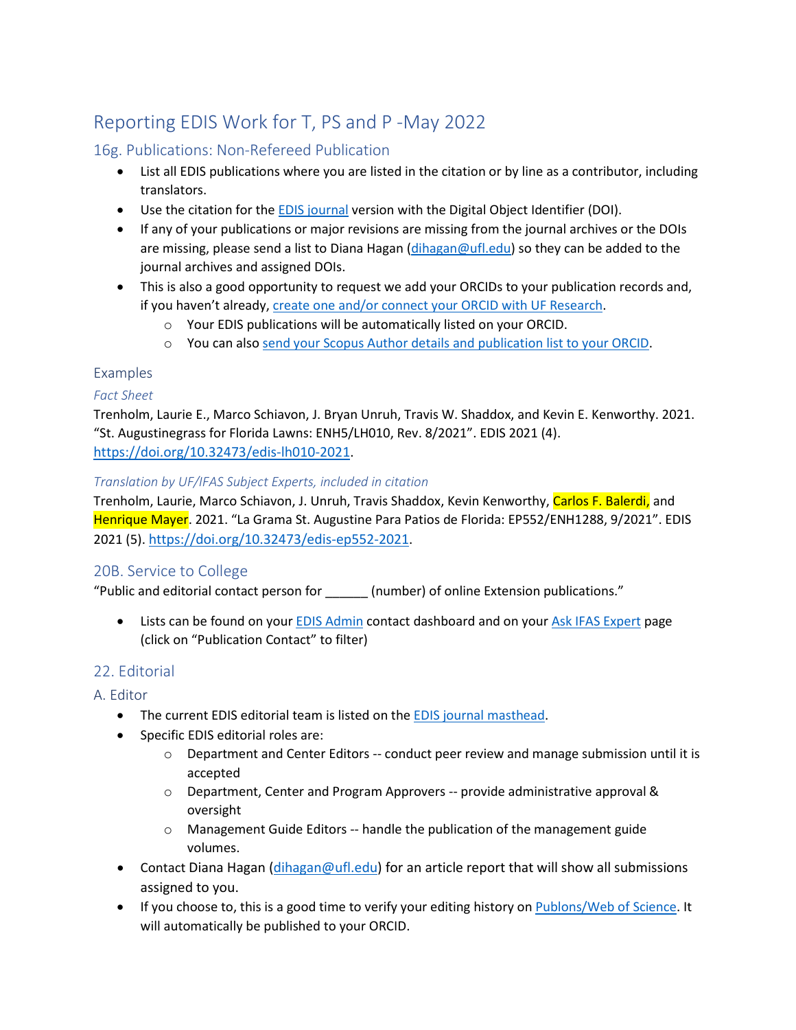# Reporting EDIS Work for T, PS and P -May 2022

## 16g. Publications: Non-Refereed Publication

- List all EDIS publications where you are listed in the citation or by line as a contributor, including translators.
- Use the citation for the EDIS journal version with the Digital Object Identifier (DOI).
- If any of your publications or major revisions are missing from the journal archives or the DOIs are missing, please send a list to Diana Hagan (dihagan@ufl.edu) so they can be added to the journal archives and assigned DOIs.
- This is also a good opportunity to request we add your ORCIDs to your publication records and, if you haven't already, create one and/or connect your ORCID with UF Research.
  - Your EDIS publications will be automatically listed on your ORCID.
  - You can also send your Scopus Author details and publication list to your ORCID.

### Examples

#### *Fact Sheet*

Trenholm, Laurie E., Marco Schiavon, J. Bryan Unruh, Travis W. Shaddox, and Kevin E. Kenworthy. 2021. "St. Augustinegrass for Florida Lawns: ENH5/LH010, Rev. 8/2021". EDIS 2021 (4). https://doi.org/10.32473/edis-lh010-2021.

#### *Translation by UF/IFAS Subject Experts, included in citation*

Trenholm, Laurie, Marco Schiavon, J. Unruh, Travis Shaddox, Kevin Kenworthy, Carlos F. Balerdi, and Henrique Mayer. 2021. "La Grama St. Augustine Para Patios de Florida: EP552/ENH1288, 9/2021". EDIS 2021 (5). https://doi.org/10.32473/edis-ep552-2021.

## 20B. Service to College

"Public and editorial contact person for ______ (number) of online Extension publications."

- Lists can be found on your EDIS Admin contact dashboard and on your Ask IFAS Expert page (click on "Publication Contact" to filter)

## 22. Editorial

### A. Editor

- The current EDIS editorial team is listed on the EDIS journal masthead.
- Specific EDIS editorial roles are:
  - Department and Center Editors -- conduct peer review and manage submission until it is accepted
  - Department, Center and Program Approvers -- provide administrative approval & oversight
  - Management Guide Editors -- handle the publication of the management guide volumes.
- Contact Diana Hagan (dihagan@ufl.edu) for an article report that will show all submissions assigned to you.
- If you choose to, this is a good time to verify your editing history on Publons/Web of Science. It will automatically be published to your ORCID.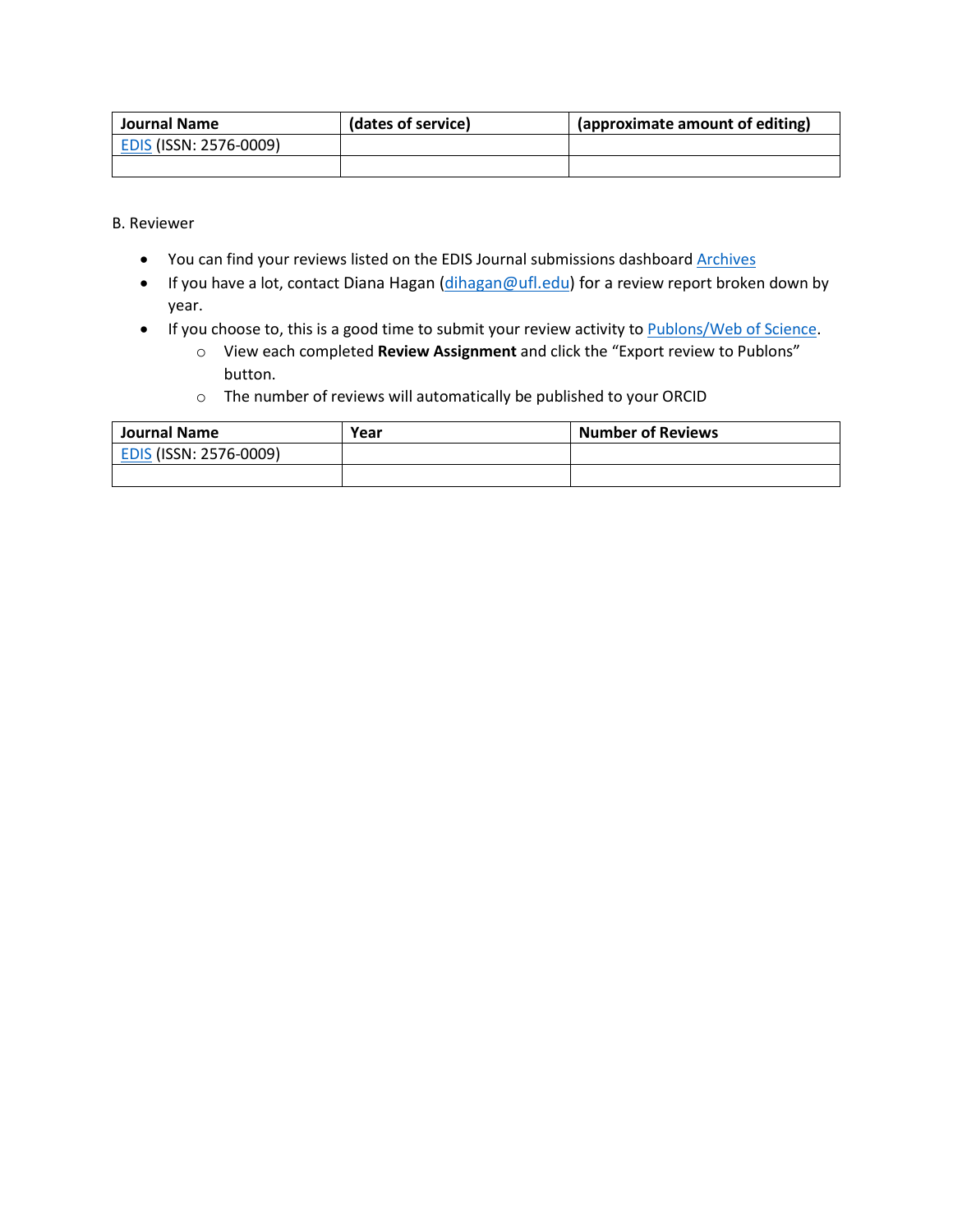| Journal Name | (dates of service) | (approximate amount of editing) |
|---|---|---|
| EDIS (ISSN: 2576-0009) | | |
| | | |

B. Reviewer

- You can find your reviews listed on the EDIS Journal submissions dashboard Archives
- If you have a lot, contact Diana Hagan (dihagan@ufl.edu) for a review report broken down by year.
- If you choose to, this is a good time to submit your review activity to Publons/Web of Science.
  - View each completed **Review Assignment** and click the "Export review to Publons" button.
  - The number of reviews will automatically be published to your ORCID

| Journal Name | Year | Number of Reviews |
|---|---|---|
| EDIS (ISSN: 2576-0009) | | |
| | | |